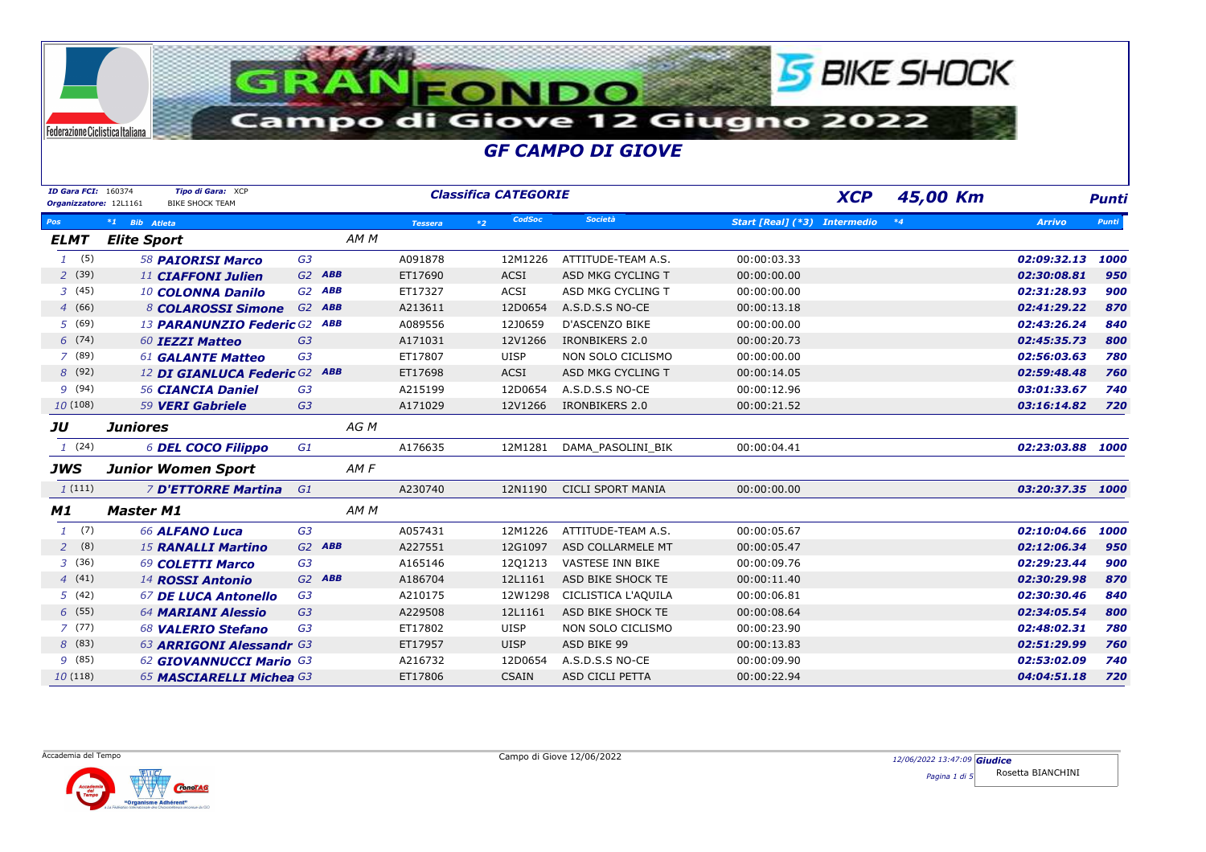# GRAN FONDO Campo di Giove 12 Giugno 2022

## GF CAMPO DI GIOVE

**ID Gara FCI:** 160374 **Tipo di Gara:** XCP
**Organizzatore:** 12L1161 BIKE SHOCK TEAM

**Classifica CATEGORIE** **XCP** **45,00 Km** **Punti**

| Pos | *1 | Bib | Atleta | | | Tessera | *2 | CodSoc | Società | Start [Real] (*3) | Intermedio | *4 | Arrivo | Punti |
|---|---|---|---|---|---|---|---|---|---|---|---|---|---|---|
| **ELMT** | | **Elite Sport** | | | AM M | | | | | | | | | |
| 1 | (5) | 58 | **PAIORISI Marco** | G3 | | A091878 | | 12M1226 | ATTITUDE-TEAM A.S. | 00:00:03.33 | | | **02:09:32.13** | **1000** |
| 2 | (39) | 11 | **CIAFFONI Julien** | G2 | ABB | ET17690 | | ACSI | ASD MKG CYCLING T | 00:00:00.00 | | | **02:30:08.81** | **950** |
| 3 | (45) | 10 | **COLONNA Danilo** | G2 | ABB | ET17327 | | ACSI | ASD MKG CYCLING T | 00:00:00.00 | | | **02:31:28.93** | **900** |
| 4 | (66) | 8 | **COLAROSSI Simone** | G2 | ABB | A213611 | | 12D0654 | A.S.D.S.S NO-CE | 00:00:13.18 | | | **02:41:29.22** | **870** |
| 5 | (69) | 13 | **PARANUNZIO Federic** | G2 | ABB | A089556 | | 12J0659 | D'ASCENZO BIKE | 00:00:00.00 | | | **02:43:26.24** | **840** |
| 6 | (74) | 60 | **IEZZI Matteo** | G3 | | A171031 | | 12V1266 | IRONBIKERS 2.0 | 00:00:20.73 | | | **02:45:35.73** | **800** |
| 7 | (89) | 61 | **GALANTE Matteo** | G3 | | ET17807 | | UISP | NON SOLO CICLISMO | 00:00:00.00 | | | **02:56:03.63** | **780** |
| 8 | (92) | 12 | **DI GIANLUCA Federic** | G2 | ABB | ET17698 | | ACSI | ASD MKG CYCLING T | 00:00:14.05 | | | **02:59:48.48** | **760** |
| 9 | (94) | 56 | **CIANCIA Daniel** | G3 | | A215199 | | 12D0654 | A.S.D.S.S NO-CE | 00:00:12.96 | | | **03:01:33.67** | **740** |
| 10 | (108) | 59 | **VERI Gabriele** | G3 | | A171029 | | 12V1266 | IRONBIKERS 2.0 | 00:00:21.52 | | | **03:16:14.82** | **720** |
| **JU** | | **Juniores** | | | AG M | | | | | | | | | |
| 1 | (24) | 6 | **DEL COCO Filippo** | G1 | | A176635 | | 12M1281 | DAMA_PASOLINI_BIK | 00:00:04.41 | | | **02:23:03.88** | **1000** |
| **JWS** | | **Junior Women Sport** | | | AM F | | | | | | | | | |
| 1 | (111) | 7 | **D'ETTORRE Martina** | G1 | | A230740 | | 12N1190 | CICLI SPORT MANIA | 00:00:00.00 | | | **03:20:37.35** | **1000** |
| **M1** | | **Master M1** | | | AM M | | | | | | | | | |
| 1 | (7) | 66 | **ALFANO Luca** | G3 | | A057431 | | 12M1226 | ATTITUDE-TEAM A.S. | 00:00:05.67 | | | **02:10:04.66** | **1000** |
| 2 | (8) | 15 | **RANALLI Martino** | G2 | ABB | A227551 | | 12G1097 | ASD COLLARMELE MT | 00:00:05.47 | | | **02:12:06.34** | **950** |
| 3 | (36) | 69 | **COLETTI Marco** | G3 | | A165146 | | 12Q1213 | VASTESE INN BIKE | 00:00:09.76 | | | **02:29:23.44** | **900** |
| 4 | (41) | 14 | **ROSSI Antonio** | G2 | ABB | A186704 | | 12L1161 | ASD BIKE SHOCK TE | 00:00:11.40 | | | **02:30:29.98** | **870** |
| 5 | (42) | 67 | **DE LUCA Antonello** | G3 | | A210175 | | 12W1298 | CICLISTICA L'AQUILA | 00:00:06.81 | | | **02:30:30.46** | **840** |
| 6 | (55) | 64 | **MARIANI Alessio** | G3 | | A229508 | | 12L1161 | ASD BIKE SHOCK TE | 00:00:08.64 | | | **02:34:05.54** | **800** |
| 7 | (77) | 68 | **VALERIO Stefano** | G3 | | ET17802 | | UISP | NON SOLO CICLISMO | 00:00:23.90 | | | **02:48:02.31** | **780** |
| 8 | (83) | 63 | **ARRIGONI Alessandr** | G3 | | ET17957 | | UISP | ASD BIKE 99 | 00:00:13.83 | | | **02:51:29.99** | **760** |
| 9 | (85) | 62 | **GIOVANNUCCI Mario** | G3 | | A216732 | | 12D0654 | A.S.D.S.S NO-CE | 00:00:09.90 | | | **02:53:02.09** | **740** |
| 10 | (118) | 65 | **MASCIARELLI Michea** | G3 | | ET17806 | | CSAIN | ASD CICLI PETTA | 00:00:22.94 | | | **04:04:51.18** | **720** |

Accademia del Tempo

Campo di Giove 12/06/2022

12/06/2022 13:47:09 **Giudice** Rosetta BIANCHINI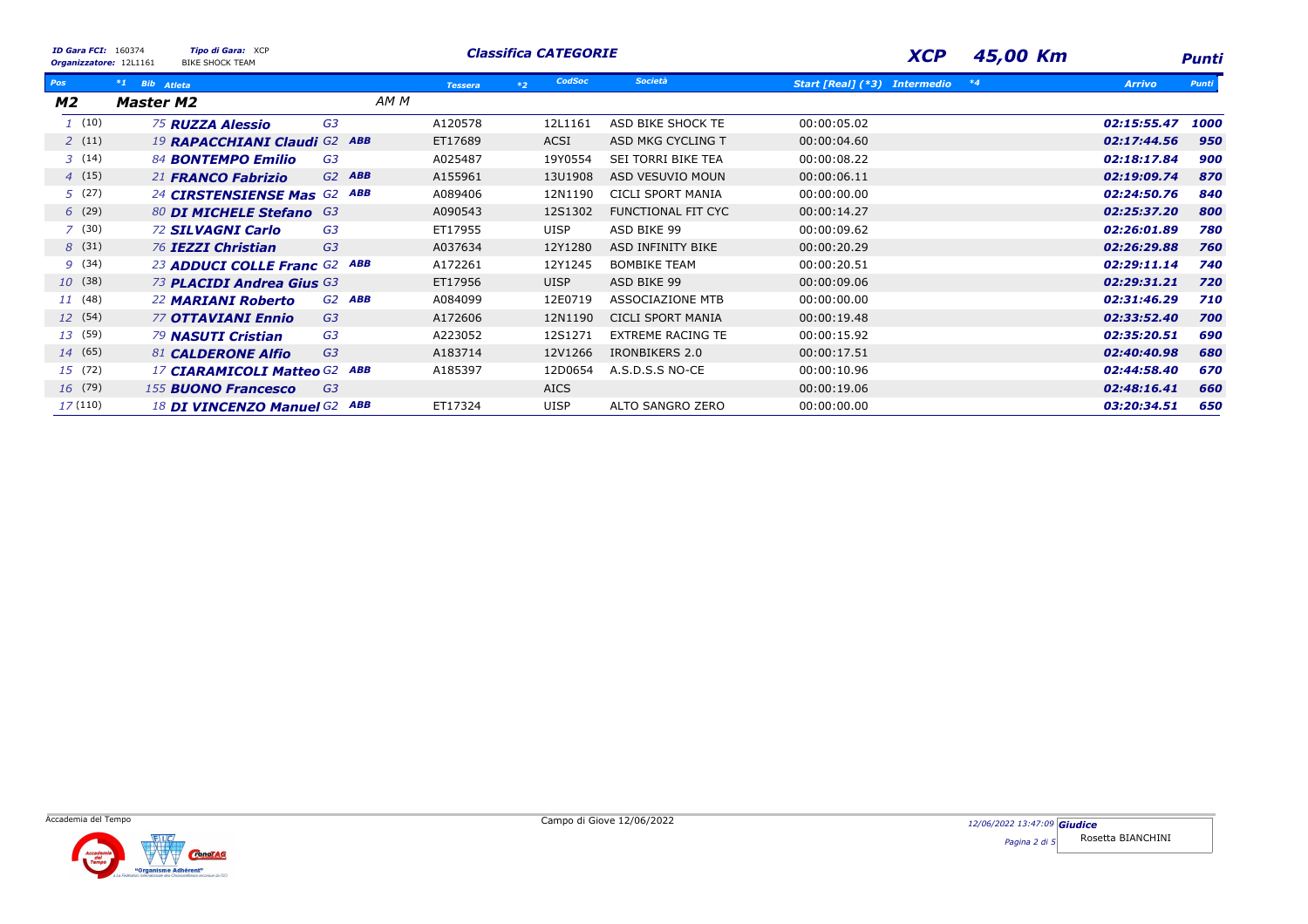ID Gara FCI: 160374 | Tipo di Gara: XCP
Organizzatore: 12L1161 | BIKE SHOCK TEAM

**Classifica CATEGORIE** | **XCP 45,00 Km** | **Punti**

## M2 Master M2 — AM M

| Pos | *1 | Bib | Atleta | | | Tessera | *2 | CodSoc | Società | Start [Real] (*3) | Intermedio | *4 | Arrivo | Punti |
|---|---|---|---|---|---|---|---|---|---|---|---|---|---|---|
| 1 (10) | | 75 | **RUZZA Alessio** | G3 | | A120578 | | 12L1161 | ASD BIKE SHOCK TE | 00:00:05.02 | | | 02:15:55.47 | 1000 |
| 2 (11) | | 19 | **RAPACCHIANI Claudi** | G2 | ABB | ET17689 | | ACSI | ASD MKG CYCLING T | 00:00:04.60 | | | 02:17:44.56 | 950 |
| 3 (14) | | 84 | **BONTEMPO Emilio** | G3 | | A025487 | | 19Y0554 | SEI TORRI BIKE TEA | 00:00:08.22 | | | 02:18:17.84 | 900 |
| 4 (15) | | 21 | **FRANCO Fabrizio** | G2 | ABB | A155961 | | 13U1908 | ASD VESUVIO MOUN | 00:00:06.11 | | | 02:19:09.74 | 870 |
| 5 (27) | | 24 | **CIRSTENSIENSE Mas** | G2 | ABB | A089406 | | 12N1190 | CICLI SPORT MANIA | 00:00:00.00 | | | 02:24:50.76 | 840 |
| 6 (29) | | 80 | **DI MICHELE Stefano** | G3 | | A090543 | | 12S1302 | FUNCTIONAL FIT CYC | 00:00:14.27 | | | 02:25:37.20 | 800 |
| 7 (30) | | 72 | **SILVAGNI Carlo** | G3 | | ET17955 | | UISP | ASD BIKE 99 | 00:00:09.62 | | | 02:26:01.89 | 780 |
| 8 (31) | | 76 | **IEZZI Christian** | G3 | | A037634 | | 12Y1280 | ASD INFINITY BIKE | 00:00:20.29 | | | 02:26:29.88 | 760 |
| 9 (34) | | 23 | **ADDUCI COLLE Franc** | G2 | ABB | A172261 | | 12Y1245 | BOMBIKE TEAM | 00:00:20.51 | | | 02:29:11.14 | 740 |
| 10 (38) | | 73 | **PLACIDI Andrea Gius** | G3 | | ET17956 | | UISP | ASD BIKE 99 | 00:00:09.06 | | | 02:29:31.21 | 720 |
| 11 (48) | | 22 | **MARIANI Roberto** | G2 | ABB | A084099 | | 12E0719 | ASSOCIAZIONE MTB | 00:00:00.00 | | | 02:31:46.29 | 710 |
| 12 (54) | | 77 | **OTTAVIANI Ennio** | G3 | | A172606 | | 12N1190 | CICLI SPORT MANIA | 00:00:19.48 | | | 02:33:52.40 | 700 |
| 13 (59) | | 79 | **NASUTI Cristian** | G3 | | A223052 | | 12S1271 | EXTREME RACING TE | 00:00:15.92 | | | 02:35:20.51 | 690 |
| 14 (65) | | 81 | **CALDERONE Alfio** | G3 | | A183714 | | 12V1266 | IRONBIKERS 2.0 | 00:00:17.51 | | | 02:40:40.98 | 680 |
| 15 (72) | | 17 | **CIARAMICOLI Matteo** | G2 | ABB | A185397 | | 12D0654 | A.S.D.S.S NO-CE | 00:00:10.96 | | | 02:44:58.40 | 670 |
| 16 (79) | | 155 | **BUONO Francesco** | G3 | | | | AICS | | 00:00:19.06 | | | 02:48:16.41 | 660 |
| 17 (110) | | 18 | **DI VINCENZO Manuel** | G2 | ABB | ET17324 | | UISP | ALTO SANGRO ZERO | 00:00:00.00 | | | 03:20:34.51 | 650 |

Accademia del Tempo

Campo di Giove 12/06/2022

12/06/2022 13:47:09 **Giudice** Rosetta BIANCHINI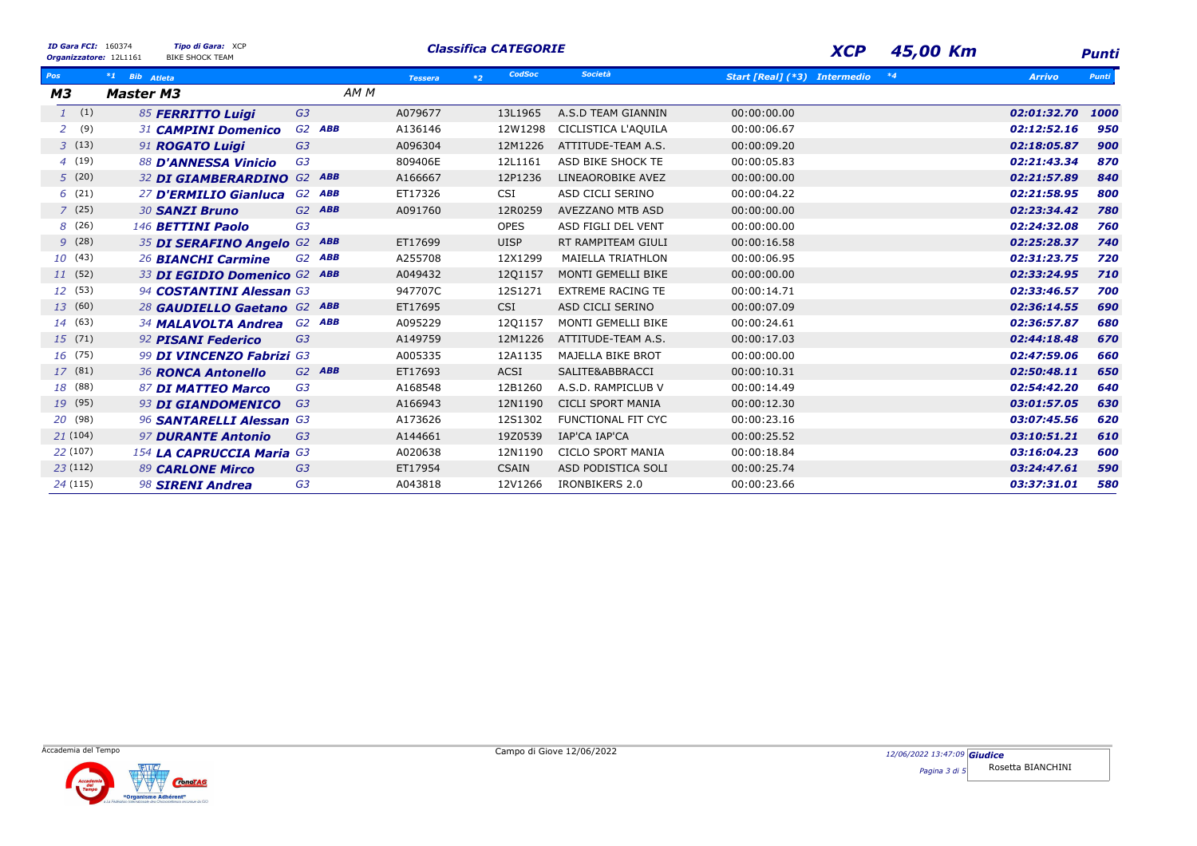**ID Gara FCI:** 160374 **Tipo di Gara:** XCP
**Organizzatore:** 12L1161 BIKE SHOCK TEAM

**Classifica CATEGORIE** **XCP 45,00 Km** **Punti**

| Pos | *1 | Bib | Atleta | | | Tessera | *2 | CodSoc | Società | Start [Real] (*3) | Intermedio | *4 | Arrivo | Punti |
|---|---|---|---|---|---|---|---|---|---|---|---|---|---|---|
| **M3** | | | **Master M3** | | AM M | | | | | | | | | |
| 1 (1) | | 85 | **FERRITTO Luigi** | G3 | | A079677 | | 13L1965 | A.S.D TEAM GIANNIN | 00:00:00.00 | | | 02:01:32.70 | 1000 |
| 2 (9) | | 31 | **CAMPINI Domenico** | G2 | ABB | A136146 | | 12W1298 | CICLISTICA L'AQUILA | 00:00:06.67 | | | 02:12:52.16 | 950 |
| 3 (13) | | 91 | **ROGATO Luigi** | G3 | | A096304 | | 12M1226 | ATTITUDE-TEAM A.S. | 00:00:09.20 | | | 02:18:05.87 | 900 |
| 4 (19) | | 88 | **D'ANNESSA Vinicio** | G3 | | 809406E | | 12L1161 | ASD BIKE SHOCK TE | 00:00:05.83 | | | 02:21:43.34 | 870 |
| 5 (20) | | 32 | **DI GIAMBERARDINO** | G2 | ABB | A166667 | | 12P1236 | LINEAOROBIKE AVEZ | 00:00:00.00 | | | 02:21:57.89 | 840 |
| 6 (21) | | 27 | **D'ERMILIO Gianluca** | G2 | ABB | ET17326 | | CSI | ASD CICLI SERINO | 00:00:04.22 | | | 02:21:58.95 | 800 |
| 7 (25) | | 30 | **SANZI Bruno** | G2 | ABB | A091760 | | 12R0259 | AVEZZANO MTB ASD | 00:00:00.00 | | | 02:23:34.42 | 780 |
| 8 (26) | | 146 | **BETTINI Paolo** | G3 | | | | OPES | ASD FIGLI DEL VENT | 00:00:00.00 | | | 02:24:32.08 | 760 |
| 9 (28) | | 35 | **DI SERAFINO Angelo** | G2 | ABB | ET17699 | | UISP | RT RAMPITEAM GIULI | 00:00:16.58 | | | 02:25:28.37 | 740 |
| 10 (43) | | 26 | **BIANCHI Carmine** | G2 | ABB | A255708 | | 12X1299 | MAIELLA TRIATHLON | 00:00:06.95 | | | 02:31:23.75 | 720 |
| 11 (52) | | 33 | **DI EGIDIO Domenico** | G2 | ABB | A049432 | | 12Q1157 | MONTI GEMELLI BIKE | 00:00:00.00 | | | 02:33:24.95 | 710 |
| 12 (53) | | 94 | **COSTANTINI Alessan** | G3 | | 947707C | | 12S1271 | EXTREME RACING TE | 00:00:14.71 | | | 02:33:46.57 | 700 |
| 13 (60) | | 28 | **GAUDIELLO Gaetano** | G2 | ABB | ET17695 | | CSI | ASD CICLI SERINO | 00:00:07.09 | | | 02:36:14.55 | 690 |
| 14 (63) | | 34 | **MALAVOLTA Andrea** | G2 | ABB | A095229 | | 12Q1157 | MONTI GEMELLI BIKE | 00:00:24.61 | | | 02:36:57.87 | 680 |
| 15 (71) | | 92 | **PISANI Federico** | G3 | | A149759 | | 12M1226 | ATTITUDE-TEAM A.S. | 00:00:17.03 | | | 02:44:18.48 | 670 |
| 16 (75) | | 99 | **DI VINCENZO Fabrizi** | G3 | | A005335 | | 12A1135 | MAJELLA BIKE BROT | 00:00:00.00 | | | 02:47:59.06 | 660 |
| 17 (81) | | 36 | **RONCA Antonello** | G2 | ABB | ET17693 | | ACSI | SALITE&ABBRACCI | 00:00:10.31 | | | 02:50:48.11 | 650 |
| 18 (88) | | 87 | **DI MATTEO Marco** | G3 | | A168548 | | 12B1260 | A.S.D. RAMPICLUB V | 00:00:14.49 | | | 02:54:42.20 | 640 |
| 19 (95) | | 93 | **DI GIANDOMENICO** | G3 | | A166943 | | 12N1190 | CICLI SPORT MANIA | 00:00:12.30 | | | 03:01:57.05 | 630 |
| 20 (98) | | 96 | **SANTARELLI Alessan** | G3 | | A173626 | | 12S1302 | FUNCTIONAL FIT CYC | 00:00:23.16 | | | 03:07:45.56 | 620 |
| 21 (104) | | 97 | **DURANTE Antonio** | G3 | | A144661 | | 19Z0539 | IAP'CA IAP'CA | 00:00:25.52 | | | 03:10:51.21 | 610 |
| 22 (107) | | 154 | **LA CAPRUCCIA Maria** | G3 | | A020638 | | 12N1190 | CICLO SPORT MANIA | 00:00:18.84 | | | 03:16:04.23 | 600 |
| 23 (112) | | 89 | **CARLONE Mirco** | G3 | | ET17954 | | CSAIN | ASD PODISTICA SOLI | 00:00:25.74 | | | 03:24:47.61 | 590 |
| 24 (115) | | 98 | **SIRENI Andrea** | G3 | | A043818 | | 12V1266 | IRONBIKERS 2.0 | 00:00:23.66 | | | 03:37:31.01 | 580 |

Accademia del Tempo

Campo di Giove 12/06/2022

12/06/2022 13:47:09 **Giudice** Rosetta BIANCHINI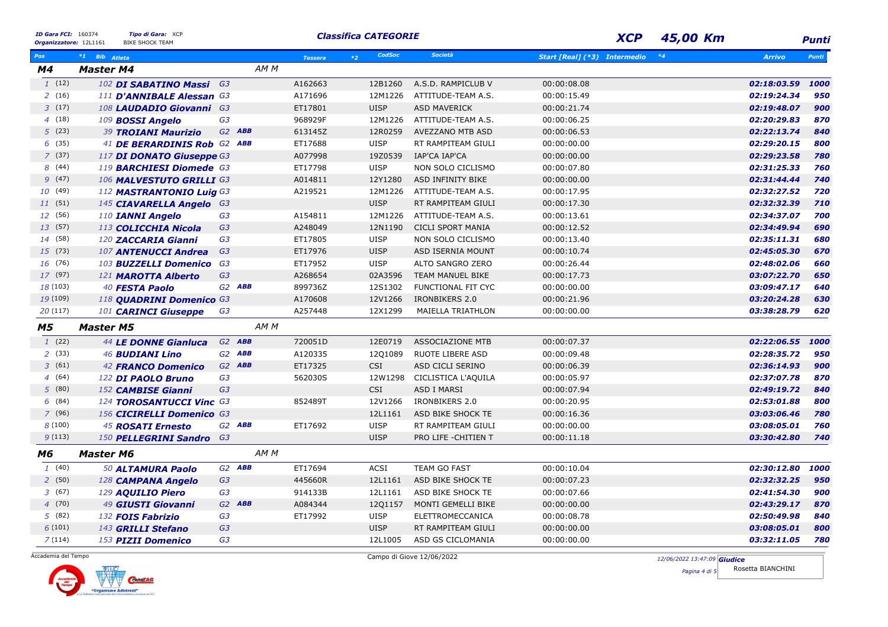**ID Gara FCI:** 160374 **Tipo di Gara:** XCP
**Organizzatore:** 12L1161 BIKE SHOCK TEAM

## Classifica CATEGORIE

**XCP 45,00 Km** **Punti**

| Pos | *1 | Bib | Atleta | | | | Tessera | *2 | CodSoc | Società | Start [Real] (*3) | Intermedio | *4 | Arrivo | Punti |
|---|---|---|---|---|---|---|---|---|---|---|---|---|---|---|---|
| **M4** | | | **Master M4** | | | AM M | | | | | | | | | |
| 1 | (12) | 102 | **DI SABATINO Massi** | G3 | | | A162663 | | 12B1260 | A.S.D. RAMPICLUB V | 00:00:08.08 | | | **02:18:03.59** | **1000** |
| 2 | (16) | 111 | **D'ANNIBALE Alessan** | G3 | | | A171696 | | 12M1226 | ATTITUDE-TEAM A.S. | 00:00:15.49 | | | **02:19:24.34** | **950** |
| 3 | (17) | 108 | **LAUDADIO Giovanni** | G3 | | | ET17801 | | UISP | ASD MAVERICK | 00:00:21.74 | | | **02:19:48.07** | **900** |
| 4 | (18) | 109 | **BOSSI Angelo** | G3 | | | 968929F | | 12M1226 | ATTITUDE-TEAM A.S. | 00:00:06.25 | | | **02:20:29.83** | **870** |
| 5 | (23) | 39 | **TROIANI Maurizio** | G2 | **ABB** | | 613145Z | | 12R0259 | AVEZZANO MTB ASD | 00:00:06.53 | | | **02:22:13.74** | **840** |
| 6 | (35) | 41 | **DE BERARDINIS Rob** | G2 | **ABB** | | ET17688 | | UISP | RT RAMPITEAM GIULI | 00:00:00.00 | | | **02:29:20.15** | **800** |
| 7 | (37) | 117 | **DI DONATO Giuseppe** | G3 | | | A077998 | | 19Z0539 | IAP'CA IAP'CA | 00:00:00.00 | | | **02:29:23.58** | **780** |
| 8 | (44) | 119 | **BARCHIESI Diomede** | G3 | | | ET17798 | | UISP | NON SOLO CICLISMO | 00:00:07.80 | | | **02:31:25.33** | **760** |
| 9 | (47) | 106 | **MALVESTUTO GRILLI** | G3 | | | A014811 | | 12Y1280 | ASD INFINITY BIKE | 00:00:00.00 | | | **02:31:44.44** | **740** |
| 10 | (49) | 112 | **MASTRANTONIO Luig** | G3 | | | A219521 | | 12M1226 | ATTITUDE-TEAM A.S. | 00:00:17.95 | | | **02:32:27.52** | **720** |
| 11 | (51) | 145 | **CIAVARELLA Angelo** | G3 | | | | | UISP | RT RAMPITEAM GIULI | 00:00:17.30 | | | **02:32:32.39** | **710** |
| 12 | (56) | 110 | **IANNI Angelo** | G3 | | | A154811 | | 12M1226 | ATTITUDE-TEAM A.S. | 00:00:13.61 | | | **02:34:37.07** | **700** |
| 13 | (57) | 113 | **COLICCHIA Nicola** | G3 | | | A248049 | | 12N1190 | CICLI SPORT MANIA | 00:00:12.52 | | | **02:34:49.94** | **690** |
| 14 | (58) | 120 | **ZACCARIA Gianni** | G3 | | | ET17805 | | UISP | NON SOLO CICLISMO | 00:00:13.40 | | | **02:35:11.31** | **680** |
| 15 | (73) | 107 | **ANTENUCCI Andrea** | G3 | | | ET17976 | | UISP | ASD ISERNIA MOUNT | 00:00:10.74 | | | **02:45:05.30** | **670** |
| 16 | (76) | 103 | **BUZZELLI Domenico** | G3 | | | ET17952 | | UISP | ALTO SANGRO ZERO | 00:00:26.44 | | | **02:48:02.06** | **660** |
| 17 | (97) | 121 | **MAROTTA Alberto** | G3 | | | A268654 | | 02A3596 | TEAM MANUEL BIKE | 00:00:17.73 | | | **03:07:22.70** | **650** |
| 18 | (103) | 40 | **FESTA Paolo** | G2 | **ABB** | | 899736Z | | 12S1302 | FUNCTIONAL FIT CYC | 00:00:00.00 | | | **03:09:47.17** | **640** |
| 19 | (109) | 118 | **QUADRINI Domenico** | G3 | | | A170608 | | 12V1266 | IRONBIKERS 2.0 | 00:00:21.96 | | | **03:20:24.28** | **630** |
| 20 | (117) | 101 | **CARINCI Giuseppe** | G3 | | | A257448 | | 12X1299 | MAIELLA TRIATHLON | 00:00:00.00 | | | **03:38:28.79** | **620** |
| **M5** | | | **Master M5** | | | AM M | | | | | | | | | |
| 1 | (22) | 44 | **LE DONNE Gianluca** | G2 | **ABB** | | 720051D | | 12E0719 | ASSOCIAZIONE MTB | 00:00:07.37 | | | **02:22:06.55** | **1000** |
| 2 | (33) | 46 | **BUDIANI Lino** | G2 | **ABB** | | A120335 | | 12Q1089 | RUOTE LIBERE ASD | 00:00:09.48 | | | **02:28:35.72** | **950** |
| 3 | (61) | 42 | **FRANCO Domenico** | G2 | **ABB** | | ET17325 | | CSI | ASD CICLI SERINO | 00:00:06.39 | | | **02:36:14.93** | **900** |
| 4 | (64) | 122 | **DI PAOLO Bruno** | G3 | | | 562030S | | 12W1298 | CICLISTICA L'AQUILA | 00:00:05.97 | | | **02:37:07.78** | **870** |
| 5 | (80) | 152 | **CAMBISE Gianni** | G3 | | | | | CSI | ASD I MARSI | 00:00:07.94 | | | **02:49:19.72** | **840** |
| 6 | (84) | 124 | **TOROSANTUCCI Vinc** | G3 | | | 852489T | | 12V1266 | IRONBIKERS 2.0 | 00:00:20.95 | | | **02:53:01.88** | **800** |
| 7 | (96) | 156 | **CICIRELLI Domenico** | G3 | | | | | 12L1161 | ASD BIKE SHOCK TE | 00:00:16.36 | | | **03:03:06.46** | **780** |
| 8 | (100) | 45 | **ROSATI Ernesto** | G2 | **ABB** | | ET17692 | | UISP | RT RAMPITEAM GIULI | 00:00:00.00 | | | **03:08:05.01** | **760** |
| 9 | (113) | 150 | **PELLEGRINI Sandro** | G3 | | | | | UISP | PRO LIFE -CHITIEN T | 00:00:11.18 | | | **03:30:42.80** | **740** |
| **M6** | | | **Master M6** | | | AM M | | | | | | | | | |
| 1 | (40) | 50 | **ALTAMURA Paolo** | G2 | **ABB** | | ET17694 | | ACSI | TEAM GO FAST | 00:00:10.04 | | | **02:30:12.80** | **1000** |
| 2 | (50) | 128 | **CAMPANA Angelo** | G3 | | | 445660R | | 12L1161 | ASD BIKE SHOCK TE | 00:00:07.23 | | | **02:32:32.25** | **950** |
| 3 | (67) | 129 | **AQUILIO Piero** | G3 | | | 914133B | | 12L1161 | ASD BIKE SHOCK TE | 00:00:07.66 | | | **02:41:54.30** | **900** |
| 4 | (70) | 49 | **GIUSTI Giovanni** | G2 | **ABB** | | A084344 | | 12Q1157 | MONTI GEMELLI BIKE | 00:00:00.00 | | | **02:43:29.17** | **870** |
| 5 | (82) | 132 | **FOIS Fabrizio** | G3 | | | ET17992 | | UISP | ELETTROMECCANICA | 00:00:08.78 | | | **02:50:49.98** | **840** |
| 6 | (101) | 143 | **GRILLI Stefano** | G3 | | | | | UISP | RT RAMPITEAM GIULI | 00:00:00.00 | | | **03:08:05.01** | **800** |
| 7 | (114) | 153 | **PIZII Domenico** | G3 | | | | | 12L1005 | ASD GS CICLOMANIA | 00:00:00.00 | | | **03:32:11.05** | **780** |

Accademia del Tempo

Campo di Giove 12/06/2022

12/06/2022 13:47:09 **Giudice** Rosetta BIANCHINI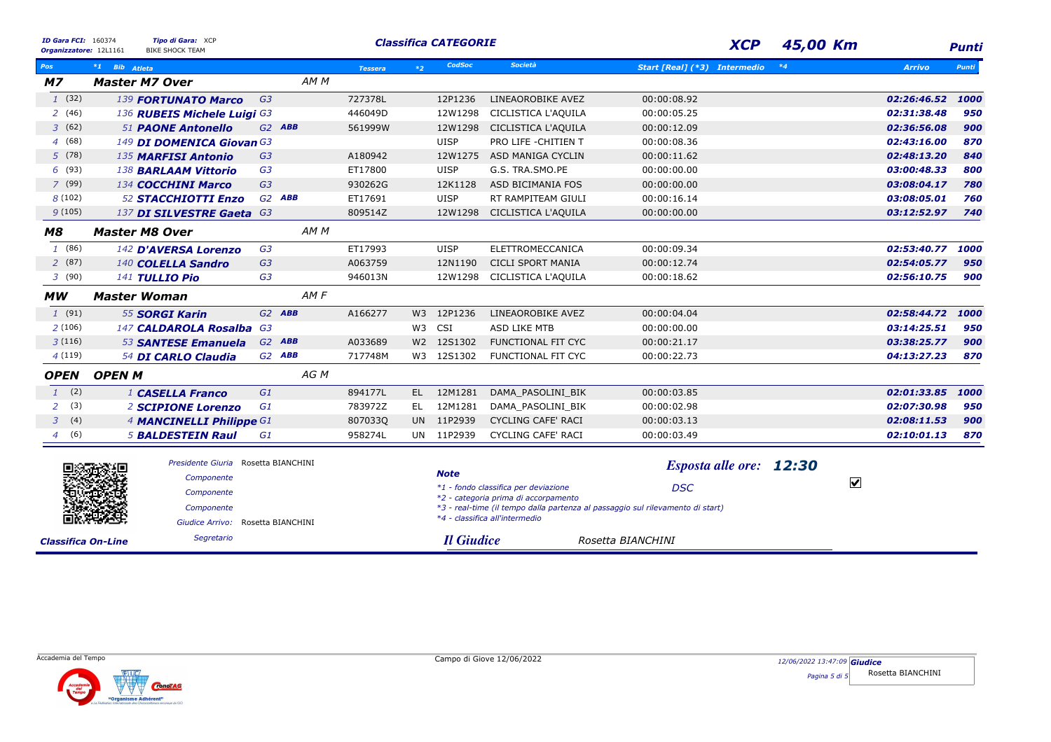**ID Gara FCI:** 160374 **Tipo di Gara:** XCP
**Organizzatore:** 12L1161 BIKE SHOCK TEAM

## Classifica CATEGORIE

**XCP 45,00 Km** **Punti**

| Pos | *1 Bib Atleta | | | Tessera | *2 | CodSoc | Società | Start [Real] (*3) | Intermedio | *4 | Arrivo | Punti |
|---|---|---|---|---|---|---|---|---|---|---|---|---|
| **M7** | **Master M7 Over** | | AM M | | | | | | | | | |
| 1 (32) | 139 **FORTUNATO Marco** | G3 | | 727378L | | 12P1236 | LINEAOROBIKE AVEZ | 00:00:08.92 | | | 02:26:46.52 | 1000 |
| 2 (46) | 136 **RUBEIS Michele Luigi** | G3 | | 446049D | | 12W1298 | CICLISTICA L'AQUILA | 00:00:05.25 | | | 02:31:38.48 | 950 |
| 3 (62) | 51 **PAONE Antonello** | G2 | ABB | 561999W | | 12W1298 | CICLISTICA L'AQUILA | 00:00:12.09 | | | 02:36:56.08 | 900 |
| 4 (68) | 149 **DI DOMENICA Giovan** | G3 | | | | UISP | PRO LIFE -CHITIEN T | 00:00:08.36 | | | 02:43:16.00 | 870 |
| 5 (78) | 135 **MARFISI Antonio** | G3 | | A180942 | | 12W1275 | ASD MANIGA CYCLIN | 00:00:11.62 | | | 02:48:13.20 | 840 |
| 6 (93) | 138 **BARLAAM Vittorio** | G3 | | ET17800 | | UISP | G.S. TRA.SMO.PE | 00:00:00.00 | | | 03:00:48.33 | 800 |
| 7 (99) | 134 **COCCHINI Marco** | G3 | | 930262G | | 12K1128 | ASD BICIMANIA FOS | 00:00:00.00 | | | 03:08:04.17 | 780 |
| 8 (102) | 52 **STACCHIOTTI Enzo** | G2 | ABB | ET17691 | | UISP | RT RAMPITEAM GIULI | 00:00:16.14 | | | 03:08:05.01 | 760 |
| 9 (105) | 137 **DI SILVESTRE Gaeta** | G3 | | 809514Z | | 12W1298 | CICLISTICA L'AQUILA | 00:00:00.00 | | | 03:12:52.97 | 740 |
| **M8** | **Master M8 Over** | | AM M | | | | | | | | | |
| 1 (86) | 142 **D'AVERSA Lorenzo** | G3 | | ET17993 | | UISP | ELETTROMECCANICA | 00:00:09.34 | | | 02:53:40.77 | 1000 |
| 2 (87) | 140 **COLELLA Sandro** | G3 | | A063759 | | 12N1190 | CICLI SPORT MANIA | 00:00:12.74 | | | 02:54:05.77 | 950 |
| 3 (90) | 141 **TULLIO Pio** | G3 | | 946013N | | 12W1298 | CICLISTICA L'AQUILA | 00:00:18.62 | | | 02:56:10.75 | 900 |
| **MW** | **Master Woman** | | AM F | | | | | | | | | |
| 1 (91) | 55 **SORGI Karin** | G2 | ABB | A166277 | W3 | 12P1236 | LINEAOROBIKE AVEZ | 00:00:04.04 | | | 02:58:44.72 | 1000 |
| 2 (106) | 147 **CALDAROLA Rosalba** | G3 | | | W3 | CSI | ASD LIKE MTB | 00:00:00.00 | | | 03:14:25.51 | 950 |
| 3 (116) | 53 **SANTESE Emanuela** | G2 | ABB | A033689 | W2 | 12S1302 | FUNCTIONAL FIT CYC | 00:00:21.17 | | | 03:38:25.77 | 900 |
| 4 (119) | 54 **DI CARLO Claudia** | G2 | ABB | 717748M | W3 | 12S1302 | FUNCTIONAL FIT CYC | 00:00:22.73 | | | 04:13:27.23 | 870 |
| **OPEN** | **OPEN M** | | AG M | | | | | | | | | |
| 1 (2) | 1 **CASELLA Franco** | G1 | | 894177L | EL | 12M1281 | DAMA_PASOLINI_BIK | 00:00:03.85 | | | 02:01:33.85 | 1000 |
| 2 (3) | 2 **SCIPIONE Lorenzo** | G1 | | 783972Z | EL | 12M1281 | DAMA_PASOLINI_BIK | 00:00:02.98 | | | 02:07:30.98 | 950 |
| 3 (4) | 4 **MANCINELLI Philippe** | G1 | | 807033Q | UN | 11P2939 | CYCLING CAFE' RACI | 00:00:03.13 | | | 02:08:11.53 | 900 |
| 4 (6) | 5 **BALDESTEIN Raul** | G1 | | 958274L | UN | 11P2939 | CYCLING CAFE' RACI | 00:00:03.49 | | | 02:10:01.13 | 870 |

*Presidente Giuria* Rosetta BIANCHINI
*Componente*
*Componente*
*Componente*
*Giudice Arrivo:* Rosetta BIANCHINI
*Segretario*

**Classifica On-Line**

**Note**
*1 - fondo classifica per deviazione
*2 - categoria prima di accorpamento
*3 - real-time (il tempo dalla partenza al passaggio sul rilevamento di start)
*4 - classifica all'intermedio

*Esposta alle ore:* **12:30**

*DSC* ☑

*Il Giudice* Rosetta BIANCHINI

Accademia del Tempo

Campo di Giove 12/06/2022

12/06/2022 13:47:09 **Giudice** Rosetta BIANCHINI